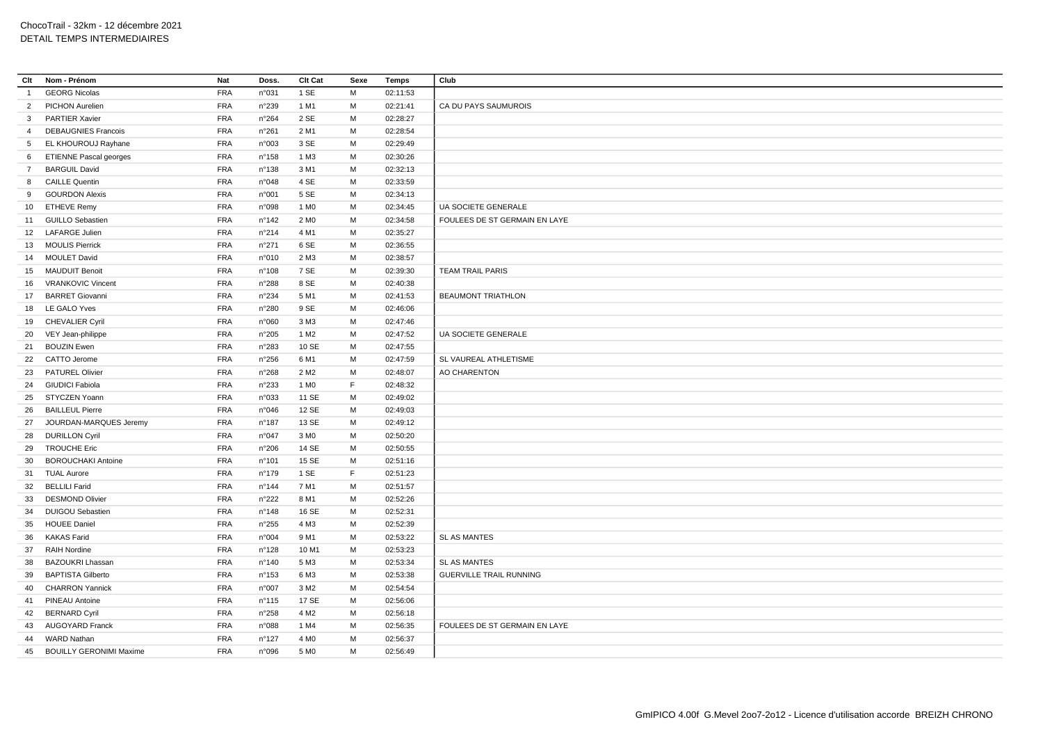ChocoTrail - 32km - 12 décembre 2021
DETAIL TEMPS INTERMEDIAIRES

| Clt | Nom - Prénom | Nat | Doss. | Clt Cat | Sexe | Temps | Club |
|---|---|---|---|---|---|---|---|
| 1 | GEORG Nicolas | FRA | n°031 | 1 SE | M | 02:11:53 | |
| 2 | PICHON Aurelien | FRA | n°239 | 1 M1 | M | 02:21:41 | CA DU PAYS SAUMUROIS |
| 3 | PARTIER Xavier | FRA | n°264 | 2 SE | M | 02:28:27 | |
| 4 | DEBAUGNIES Francois | FRA | n°261 | 2 M1 | M | 02:28:54 | |
| 5 | EL KHOUROUJ Rayhane | FRA | n°003 | 3 SE | M | 02:29:49 | |
| 6 | ETIENNE Pascal georges | FRA | n°158 | 1 M3 | M | 02:30:26 | |
| 7 | BARGUIL David | FRA | n°138 | 3 M1 | M | 02:32:13 | |
| 8 | CAILLE Quentin | FRA | n°048 | 4 SE | M | 02:33:59 | |
| 9 | GOURDON Alexis | FRA | n°001 | 5 SE | M | 02:34:13 | |
| 10 | ETHEVE Remy | FRA | n°098 | 1 M0 | M | 02:34:45 | UA SOCIETE GENERALE |
| 11 | GUILLO Sebastien | FRA | n°142 | 2 M0 | M | 02:34:58 | FOULEES DE ST GERMAIN EN LAYE |
| 12 | LAFARGE Julien | FRA | n°214 | 4 M1 | M | 02:35:27 | |
| 13 | MOULIS Pierrick | FRA | n°271 | 6 SE | M | 02:36:55 | |
| 14 | MOULET David | FRA | n°010 | 2 M3 | M | 02:38:57 | |
| 15 | MAUDUIT Benoit | FRA | n°108 | 7 SE | M | 02:39:30 | TEAM TRAIL PARIS |
| 16 | VRANKOVIC Vincent | FRA | n°288 | 8 SE | M | 02:40:38 | |
| 17 | BARRET Giovanni | FRA | n°234 | 5 M1 | M | 02:41:53 | BEAUMONT TRIATHLON |
| 18 | LE GALO Yves | FRA | n°280 | 9 SE | M | 02:46:06 | |
| 19 | CHEVALIER Cyril | FRA | n°060 | 3 M3 | M | 02:47:46 | |
| 20 | VEY Jean-philippe | FRA | n°205 | 1 M2 | M | 02:47:52 | UA SOCIETE GENERALE |
| 21 | BOUZIN Ewen | FRA | n°283 | 10 SE | M | 02:47:55 | |
| 22 | CATTO Jerome | FRA | n°256 | 6 M1 | M | 02:47:59 | SL VAUREAL ATHLETISME |
| 23 | PATUREL Olivier | FRA | n°268 | 2 M2 | M | 02:48:07 | AO CHARENTON |
| 24 | GIUDICI Fabiola | FRA | n°233 | 1 M0 | F | 02:48:32 | |
| 25 | STYCZEN Yoann | FRA | n°033 | 11 SE | M | 02:49:02 | |
| 26 | BAILLEUL Pierre | FRA | n°046 | 12 SE | M | 02:49:03 | |
| 27 | JOURDAN-MARQUES Jeremy | FRA | n°187 | 13 SE | M | 02:49:12 | |
| 28 | DURILLON Cyril | FRA | n°047 | 3 M0 | M | 02:50:20 | |
| 29 | TROUCHE Eric | FRA | n°206 | 14 SE | M | 02:50:55 | |
| 30 | BOROUCHAKI Antoine | FRA | n°101 | 15 SE | M | 02:51:16 | |
| 31 | TUAL Aurore | FRA | n°179 | 1 SE | F | 02:51:23 | |
| 32 | BELLILI Farid | FRA | n°144 | 7 M1 | M | 02:51:57 | |
| 33 | DESMOND Olivier | FRA | n°222 | 8 M1 | M | 02:52:26 | |
| 34 | DUIGOU Sebastien | FRA | n°148 | 16 SE | M | 02:52:31 | |
| 35 | HOUEE Daniel | FRA | n°255 | 4 M3 | M | 02:52:39 | |
| 36 | KAKAS Farid | FRA | n°004 | 9 M1 | M | 02:53:22 | SL AS MANTES |
| 37 | RAIH Nordine | FRA | n°128 | 10 M1 | M | 02:53:23 | |
| 38 | BAZOUKRI Lhassan | FRA | n°140 | 5 M3 | M | 02:53:34 | SL AS MANTES |
| 39 | BAPTISTA Gilberto | FRA | n°153 | 6 M3 | M | 02:53:38 | GUERVILLE TRAIL RUNNING |
| 40 | CHARRON Yannick | FRA | n°007 | 3 M2 | M | 02:54:54 | |
| 41 | PINEAU Antoine | FRA | n°115 | 17 SE | M | 02:56:06 | |
| 42 | BERNARD Cyril | FRA | n°258 | 4 M2 | M | 02:56:18 | |
| 43 | AUGOYARD Franck | FRA | n°088 | 1 M4 | M | 02:56:35 | FOULEES DE ST GERMAIN EN LAYE |
| 44 | WARD Nathan | FRA | n°127 | 4 M0 | M | 02:56:37 | |
| 45 | BOUILLY GERONIMI Maxime | FRA | n°096 | 5 M0 | M | 02:56:49 | |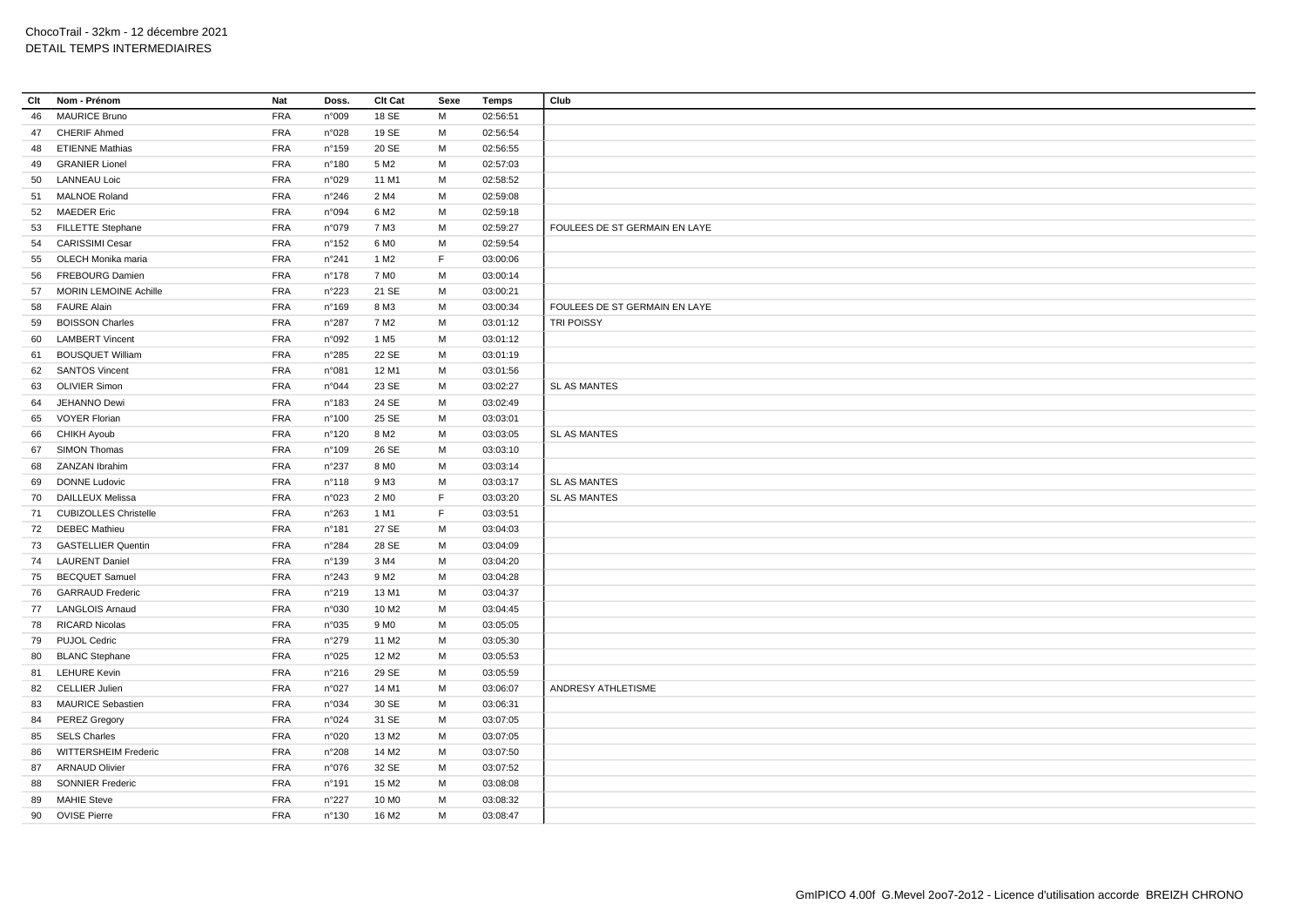ChocoTrail - 32km - 12 décembre 2021
DETAIL TEMPS INTERMEDIAIRES

| Clt | Nom - Prénom | Nat | Doss. | Clt Cat | Sexe | Temps | Club |
|---|---|---|---|---|---|---|---|
| 46 | MAURICE Bruno | FRA | n°009 | 18 SE | M | 02:56:51 | |
| 47 | CHERIF Ahmed | FRA | n°028 | 19 SE | M | 02:56:54 | |
| 48 | ETIENNE Mathias | FRA | n°159 | 20 SE | M | 02:56:55 | |
| 49 | GRANIER Lionel | FRA | n°180 | 5 M2 | M | 02:57:03 | |
| 50 | LANNEAU Loic | FRA | n°029 | 11 M1 | M | 02:58:52 | |
| 51 | MALNOE Roland | FRA | n°246 | 2 M4 | M | 02:59:08 | |
| 52 | MAEDER Eric | FRA | n°094 | 6 M2 | M | 02:59:18 | |
| 53 | FILLETTE Stephane | FRA | n°079 | 7 M3 | M | 02:59:27 | FOULEES DE ST GERMAIN EN LAYE |
| 54 | CARISSIMI Cesar | FRA | n°152 | 6 M0 | M | 02:59:54 | |
| 55 | OLECH Monika maria | FRA | n°241 | 1 M2 | F | 03:00:06 | |
| 56 | FREBOURG Damien | FRA | n°178 | 7 M0 | M | 03:00:14 | |
| 57 | MORIN LEMOINE Achille | FRA | n°223 | 21 SE | M | 03:00:21 | |
| 58 | FAURE Alain | FRA | n°169 | 8 M3 | M | 03:00:34 | FOULEES DE ST GERMAIN EN LAYE |
| 59 | BOISSON Charles | FRA | n°287 | 7 M2 | M | 03:01:12 | TRI POISSY |
| 60 | LAMBERT Vincent | FRA | n°092 | 1 M5 | M | 03:01:12 | |
| 61 | BOUSQUET William | FRA | n°285 | 22 SE | M | 03:01:19 | |
| 62 | SANTOS Vincent | FRA | n°081 | 12 M1 | M | 03:01:56 | |
| 63 | OLIVIER Simon | FRA | n°044 | 23 SE | M | 03:02:27 | SL AS MANTES |
| 64 | JEHANNO Dewi | FRA | n°183 | 24 SE | M | 03:02:49 | |
| 65 | VOYER Florian | FRA | n°100 | 25 SE | M | 03:03:01 | |
| 66 | CHIKH Ayoub | FRA | n°120 | 8 M2 | M | 03:03:05 | SL AS MANTES |
| 67 | SIMON Thomas | FRA | n°109 | 26 SE | M | 03:03:10 | |
| 68 | ZANZAN Ibrahim | FRA | n°237 | 8 M0 | M | 03:03:14 | |
| 69 | DONNE Ludovic | FRA | n°118 | 9 M3 | M | 03:03:17 | SL AS MANTES |
| 70 | DAILLEUX Melissa | FRA | n°023 | 2 M0 | F | 03:03:20 | SL AS MANTES |
| 71 | CUBIZOLLES Christelle | FRA | n°263 | 1 M1 | F | 03:03:51 | |
| 72 | DEBEC Mathieu | FRA | n°181 | 27 SE | M | 03:04:03 | |
| 73 | GASTELLIER Quentin | FRA | n°284 | 28 SE | M | 03:04:09 | |
| 74 | LAURENT Daniel | FRA | n°139 | 3 M4 | M | 03:04:20 | |
| 75 | BECQUET Samuel | FRA | n°243 | 9 M2 | M | 03:04:28 | |
| 76 | GARRAUD Frederic | FRA | n°219 | 13 M1 | M | 03:04:37 | |
| 77 | LANGLOIS Arnaud | FRA | n°030 | 10 M2 | M | 03:04:45 | |
| 78 | RICARD Nicolas | FRA | n°035 | 9 M0 | M | 03:05:05 | |
| 79 | PUJOL Cedric | FRA | n°279 | 11 M2 | M | 03:05:30 | |
| 80 | BLANC Stephane | FRA | n°025 | 12 M2 | M | 03:05:53 | |
| 81 | LEHURE Kevin | FRA | n°216 | 29 SE | M | 03:05:59 | |
| 82 | CELLIER Julien | FRA | n°027 | 14 M1 | M | 03:06:07 | ANDRESY ATHLETISME |
| 83 | MAURICE Sebastien | FRA | n°034 | 30 SE | M | 03:06:31 | |
| 84 | PEREZ Gregory | FRA | n°024 | 31 SE | M | 03:07:05 | |
| 85 | SELS Charles | FRA | n°020 | 13 M2 | M | 03:07:05 | |
| 86 | WITTERSHEIM Frederic | FRA | n°208 | 14 M2 | M | 03:07:50 | |
| 87 | ARNAUD Olivier | FRA | n°076 | 32 SE | M | 03:07:52 | |
| 88 | SONNIER Frederic | FRA | n°191 | 15 M2 | M | 03:08:08 | |
| 89 | MAHIE Steve | FRA | n°227 | 10 M0 | M | 03:08:32 | |
| 90 | OVISE Pierre | FRA | n°130 | 16 M2 | M | 03:08:47 | |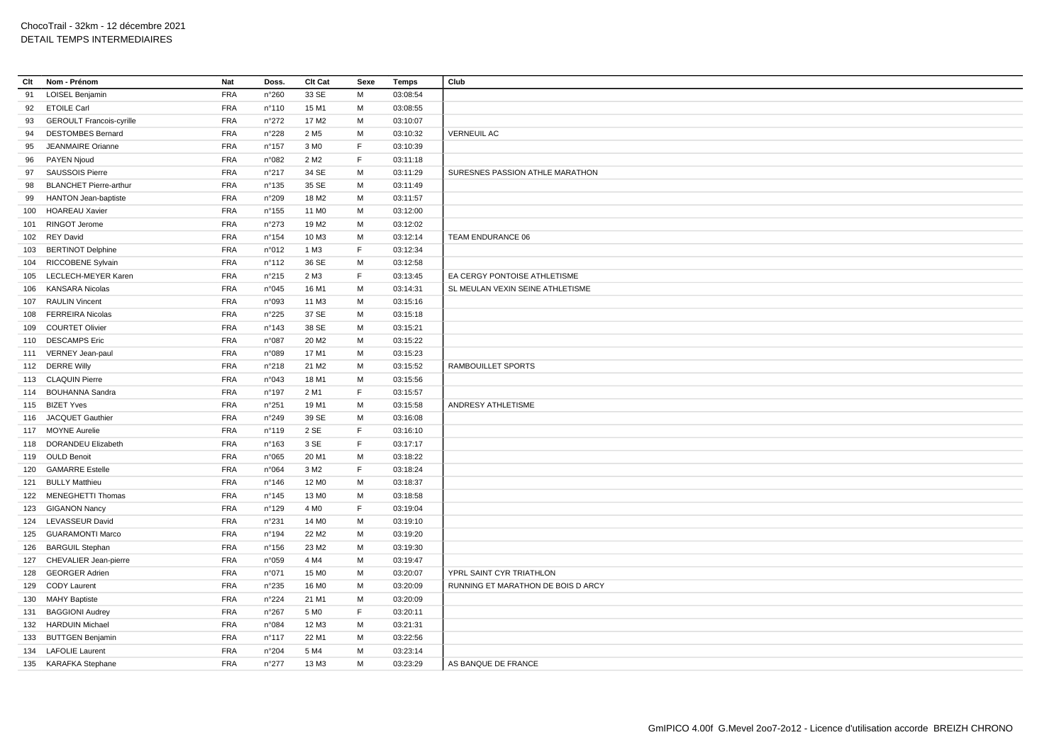ChocoTrail - 32km - 12 décembre 2021
DETAIL TEMPS INTERMEDIAIRES

| Clt | Nom - Prénom | Nat | Doss. | Clt Cat | Sexe | Temps | Club |
|---|---|---|---|---|---|---|---|
| 91 | LOISEL Benjamin | FRA | n°260 | 33 SE | M | 03:08:54 | |
| 92 | ETOILE Carl | FRA | n°110 | 15 M1 | M | 03:08:55 | |
| 93 | GEROULT Francois-cyrille | FRA | n°272 | 17 M2 | M | 03:10:07 | |
| 94 | DESTOMBES Bernard | FRA | n°228 | 2 M5 | M | 03:10:32 | VERNEUIL AC |
| 95 | JEANMAIRE Orianne | FRA | n°157 | 3 M0 | F | 03:10:39 | |
| 96 | PAYEN Njoud | FRA | n°082 | 2 M2 | F | 03:11:18 | |
| 97 | SAUSSOIS Pierre | FRA | n°217 | 34 SE | M | 03:11:29 | SURESNES PASSION ATHLE MARATHON |
| 98 | BLANCHET Pierre-arthur | FRA | n°135 | 35 SE | M | 03:11:49 | |
| 99 | HANTON Jean-baptiste | FRA | n°209 | 18 M2 | M | 03:11:57 | |
| 100 | HOAREAU Xavier | FRA | n°155 | 11 M0 | M | 03:12:00 | |
| 101 | RINGOT Jerome | FRA | n°273 | 19 M2 | M | 03:12:02 | |
| 102 | REY David | FRA | n°154 | 10 M3 | M | 03:12:14 | TEAM ENDURANCE 06 |
| 103 | BERTINOT Delphine | FRA | n°012 | 1 M3 | F | 03:12:34 | |
| 104 | RICCOBENE Sylvain | FRA | n°112 | 36 SE | M | 03:12:58 | |
| 105 | LECLECH-MEYER Karen | FRA | n°215 | 2 M3 | F | 03:13:45 | EA CERGY PONTOISE ATHLETISME |
| 106 | KANSARA Nicolas | FRA | n°045 | 16 M1 | M | 03:14:31 | SL MEULAN VEXIN SEINE ATHLETISME |
| 107 | RAULIN Vincent | FRA | n°093 | 11 M3 | M | 03:15:16 | |
| 108 | FERREIRA Nicolas | FRA | n°225 | 37 SE | M | 03:15:18 | |
| 109 | COURTET Olivier | FRA | n°143 | 38 SE | M | 03:15:21 | |
| 110 | DESCAMPS Eric | FRA | n°087 | 20 M2 | M | 03:15:22 | |
| 111 | VERNEY Jean-paul | FRA | n°089 | 17 M1 | M | 03:15:23 | |
| 112 | DERRE Willy | FRA | n°218 | 21 M2 | M | 03:15:52 | RAMBOUILLET SPORTS |
| 113 | CLAQUIN Pierre | FRA | n°043 | 18 M1 | M | 03:15:56 | |
| 114 | BOUHANNA Sandra | FRA | n°197 | 2 M1 | F | 03:15:57 | |
| 115 | BIZET Yves | FRA | n°251 | 19 M1 | M | 03:15:58 | ANDRESY ATHLETISME |
| 116 | JACQUET Gauthier | FRA | n°249 | 39 SE | M | 03:16:08 | |
| 117 | MOYNE Aurelie | FRA | n°119 | 2 SE | F | 03:16:10 | |
| 118 | DORANDEU Elizabeth | FRA | n°163 | 3 SE | F | 03:17:17 | |
| 119 | OULD Benoit | FRA | n°065 | 20 M1 | M | 03:18:22 | |
| 120 | GAMARRE Estelle | FRA | n°064 | 3 M2 | F | 03:18:24 | |
| 121 | BULLY Matthieu | FRA | n°146 | 12 M0 | M | 03:18:37 | |
| 122 | MENEGHETTI Thomas | FRA | n°145 | 13 M0 | M | 03:18:58 | |
| 123 | GIGANON Nancy | FRA | n°129 | 4 M0 | F | 03:19:04 | |
| 124 | LEVASSEUR David | FRA | n°231 | 14 M0 | M | 03:19:10 | |
| 125 | GUARAMONTI Marco | FRA | n°194 | 22 M2 | M | 03:19:20 | |
| 126 | BARGUIL Stephan | FRA | n°156 | 23 M2 | M | 03:19:30 | |
| 127 | CHEVALIER Jean-pierre | FRA | n°059 | 4 M4 | M | 03:19:47 | |
| 128 | GEORGER Adrien | FRA | n°071 | 15 M0 | M | 03:20:07 | YPRL SAINT CYR TRIATHLON |
| 129 | CODY Laurent | FRA | n°235 | 16 M0 | M | 03:20:09 | RUNNING ET MARATHON DE BOIS D ARCY |
| 130 | MAHY Baptiste | FRA | n°224 | 21 M1 | M | 03:20:09 | |
| 131 | BAGGIONI Audrey | FRA | n°267 | 5 M0 | F | 03:20:11 | |
| 132 | HARDUIN Michael | FRA | n°084 | 12 M3 | M | 03:21:31 | |
| 133 | BUTTGEN Benjamin | FRA | n°117 | 22 M1 | M | 03:22:56 | |
| 134 | LAFOLIE Laurent | FRA | n°204 | 5 M4 | M | 03:23:14 | |
| 135 | KARAFKA Stephane | FRA | n°277 | 13 M3 | M | 03:23:29 | AS BANQUE DE FRANCE |

GmIPICO 4.00f G.Mevel 2oo7-2o12 - Licence d'utilisation accorde BREIZH CHRONO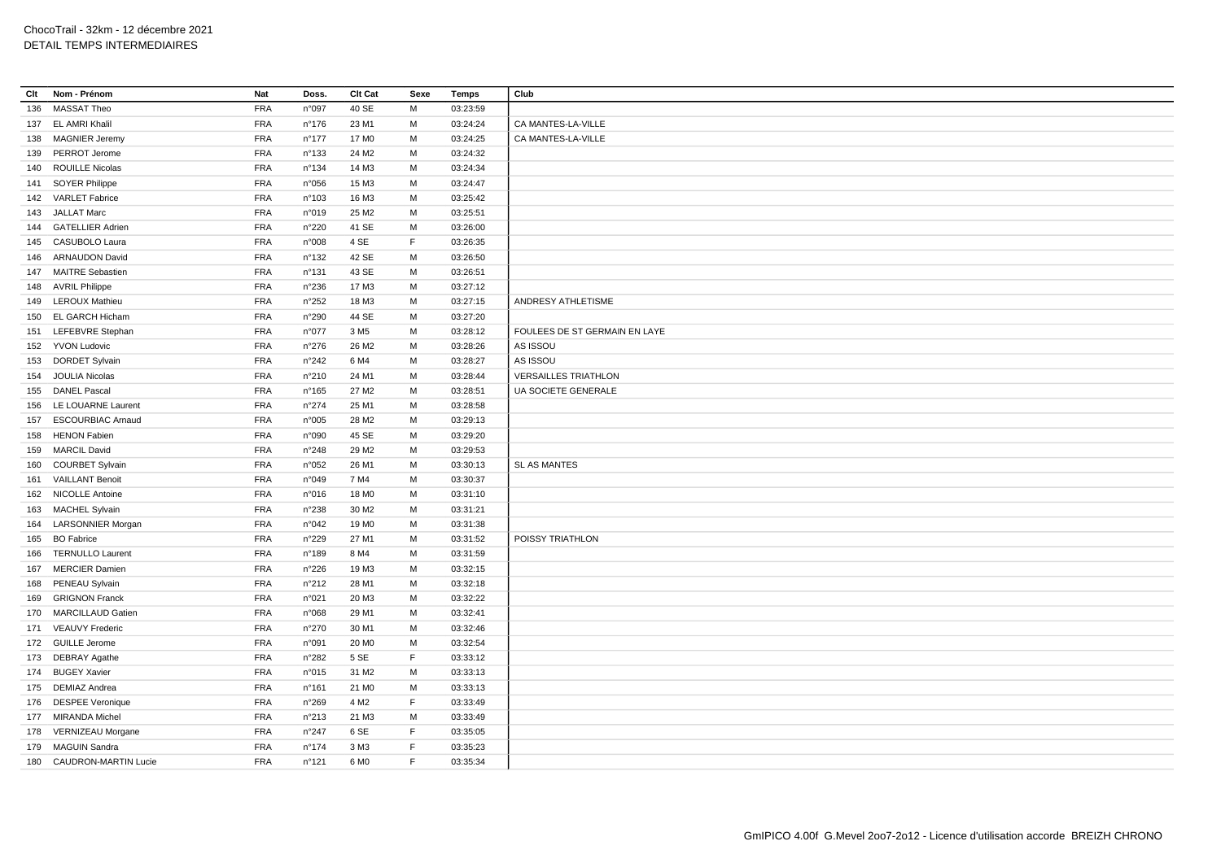ChocoTrail - 32km - 12 décembre 2021
DETAIL TEMPS INTERMEDIAIRES

| Clt | Nom - Prénom | Nat | Doss. | Clt Cat | Sexe | Temps | Club |
|---|---|---|---|---|---|---|---|
| 136 | MASSAT Theo | FRA | n°097 | 40 SE | M | 03:23:59 | |
| 137 | EL AMRI Khalil | FRA | n°176 | 23 M1 | M | 03:24:24 | CA MANTES-LA-VILLE |
| 138 | MAGNIER Jeremy | FRA | n°177 | 17 M0 | M | 03:24:25 | CA MANTES-LA-VILLE |
| 139 | PERROT Jerome | FRA | n°133 | 24 M2 | M | 03:24:32 | |
| 140 | ROUILLE Nicolas | FRA | n°134 | 14 M3 | M | 03:24:34 | |
| 141 | SOYER Philippe | FRA | n°056 | 15 M3 | M | 03:24:47 | |
| 142 | VARLET Fabrice | FRA | n°103 | 16 M3 | M | 03:25:42 | |
| 143 | JALLAT Marc | FRA | n°019 | 25 M2 | M | 03:25:51 | |
| 144 | GATELLIER Adrien | FRA | n°220 | 41 SE | M | 03:26:00 | |
| 145 | CASUBOLO Laura | FRA | n°008 | 4 SE | F | 03:26:35 | |
| 146 | ARNAUDON David | FRA | n°132 | 42 SE | M | 03:26:50 | |
| 147 | MAITRE Sebastien | FRA | n°131 | 43 SE | M | 03:26:51 | |
| 148 | AVRIL Philippe | FRA | n°236 | 17 M3 | M | 03:27:12 | |
| 149 | LEROUX Mathieu | FRA | n°252 | 18 M3 | M | 03:27:15 | ANDRESY ATHLETISME |
| 150 | EL GARCH Hicham | FRA | n°290 | 44 SE | M | 03:27:20 | |
| 151 | LEFEBVRE Stephan | FRA | n°077 | 3 M5 | M | 03:28:12 | FOULEES DE ST GERMAIN EN LAYE |
| 152 | YVON Ludovic | FRA | n°276 | 26 M2 | M | 03:28:26 | AS ISSOU |
| 153 | DORDET Sylvain | FRA | n°242 | 6 M4 | M | 03:28:27 | AS ISSOU |
| 154 | JOULIA Nicolas | FRA | n°210 | 24 M1 | M | 03:28:44 | VERSAILLES TRIATHLON |
| 155 | DANEL Pascal | FRA | n°165 | 27 M2 | M | 03:28:51 | UA SOCIETE GENERALE |
| 156 | LE LOUARNE Laurent | FRA | n°274 | 25 M1 | M | 03:28:58 | |
| 157 | ESCOURBIAC Arnaud | FRA | n°005 | 28 M2 | M | 03:29:13 | |
| 158 | HENON Fabien | FRA | n°090 | 45 SE | M | 03:29:20 | |
| 159 | MARCIL David | FRA | n°248 | 29 M2 | M | 03:29:53 | |
| 160 | COURBET Sylvain | FRA | n°052 | 26 M1 | M | 03:30:13 | SL AS MANTES |
| 161 | VAILLANT Benoit | FRA | n°049 | 7 M4 | M | 03:30:37 | |
| 162 | NICOLLE Antoine | FRA | n°016 | 18 M0 | M | 03:31:10 | |
| 163 | MACHEL Sylvain | FRA | n°238 | 30 M2 | M | 03:31:21 | |
| 164 | LARSONNIER Morgan | FRA | n°042 | 19 M0 | M | 03:31:38 | |
| 165 | BO Fabrice | FRA | n°229 | 27 M1 | M | 03:31:52 | POISSY TRIATHLON |
| 166 | TERNULLO Laurent | FRA | n°189 | 8 M4 | M | 03:31:59 | |
| 167 | MERCIER Damien | FRA | n°226 | 19 M3 | M | 03:32:15 | |
| 168 | PENEAU Sylvain | FRA | n°212 | 28 M1 | M | 03:32:18 | |
| 169 | GRIGNON Franck | FRA | n°021 | 20 M3 | M | 03:32:22 | |
| 170 | MARCILLAUD Gatien | FRA | n°068 | 29 M1 | M | 03:32:41 | |
| 171 | VEAUVY Frederic | FRA | n°270 | 30 M1 | M | 03:32:46 | |
| 172 | GUILLE Jerome | FRA | n°091 | 20 M0 | M | 03:32:54 | |
| 173 | DEBRAY Agathe | FRA | n°282 | 5 SE | F | 03:33:12 | |
| 174 | BUGEY Xavier | FRA | n°015 | 31 M2 | M | 03:33:13 | |
| 175 | DEMIAZ Andrea | FRA | n°161 | 21 M0 | M | 03:33:13 | |
| 176 | DESPEE Veronique | FRA | n°269 | 4 M2 | F | 03:33:49 | |
| 177 | MIRANDA Michel | FRA | n°213 | 21 M3 | M | 03:33:49 | |
| 178 | VERNIZEAU Morgane | FRA | n°247 | 6 SE | F | 03:35:05 | |
| 179 | MAGUIN Sandra | FRA | n°174 | 3 M3 | F | 03:35:23 | |
| 180 | CAUDRON-MARTIN Lucie | FRA | n°121 | 6 M0 | F | 03:35:34 | |

GmIPICO 4.00f G.Mevel 2oo7-2o12 - Licence d'utilisation accorde BREIZH CHRONO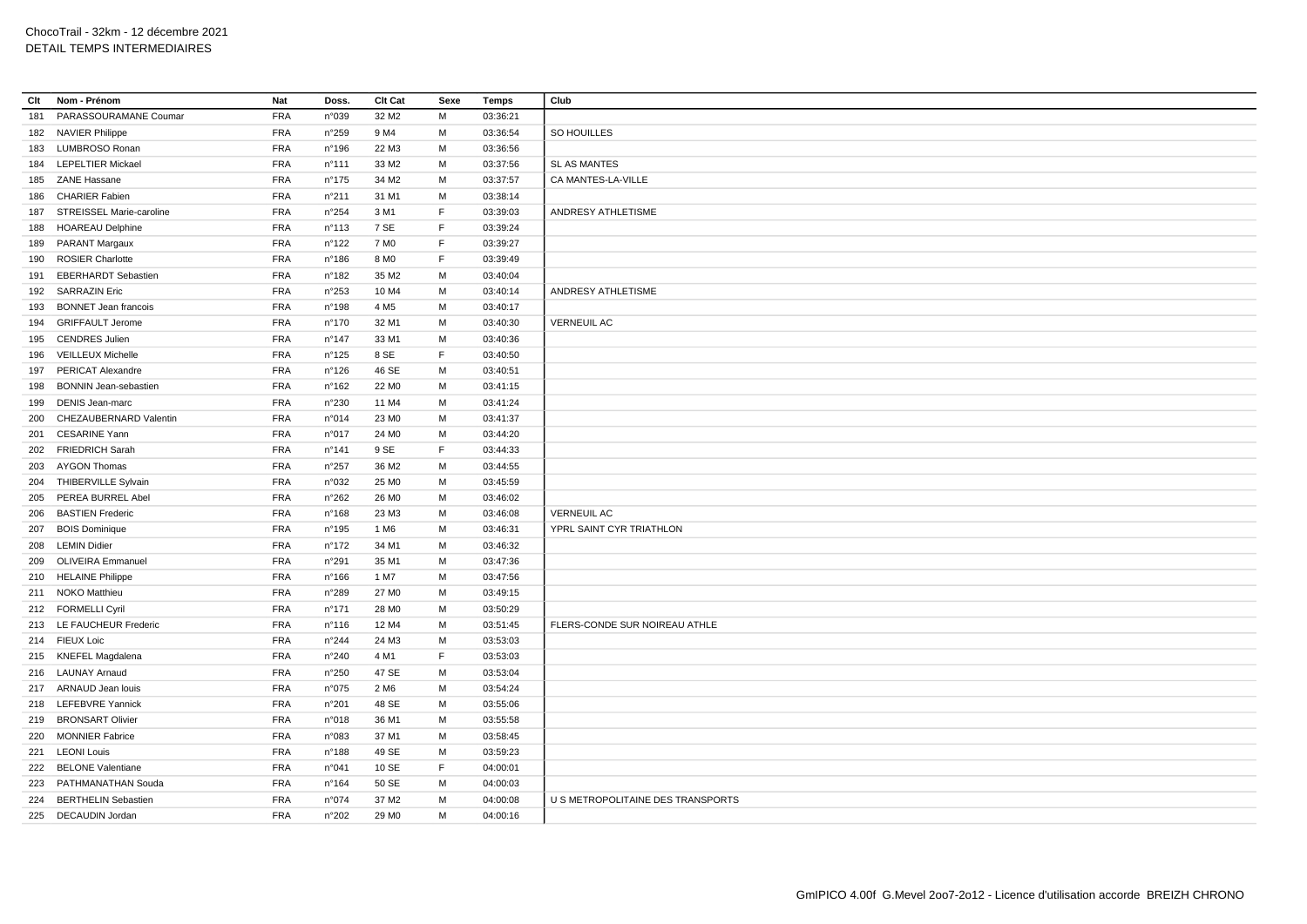ChocoTrail - 32km - 12 décembre 2021
DETAIL TEMPS INTERMEDIAIRES

| Clt | Nom - Prénom | Nat | Doss. | Clt Cat | Sexe | Temps | Club |
|---|---|---|---|---|---|---|---|
| 181 | PARASSOURAMANE Coumar | FRA | n°039 | 32 M2 | M | 03:36:21 | |
| 182 | NAVIER Philippe | FRA | n°259 | 9 M4 | M | 03:36:54 | SO HOUILLES |
| 183 | LUMBROSO Ronan | FRA | n°196 | 22 M3 | M | 03:36:56 | |
| 184 | LEPELTIER Mickael | FRA | n°111 | 33 M2 | M | 03:37:56 | SL AS MANTES |
| 185 | ZANE Hassane | FRA | n°175 | 34 M2 | M | 03:37:57 | CA MANTES-LA-VILLE |
| 186 | CHARIER Fabien | FRA | n°211 | 31 M1 | M | 03:38:14 | |
| 187 | STREISSEL Marie-caroline | FRA | n°254 | 3 M1 | F | 03:39:03 | ANDRESY ATHLETISME |
| 188 | HOAREAU Delphine | FRA | n°113 | 7 SE | F | 03:39:24 | |
| 189 | PARANT Margaux | FRA | n°122 | 7 M0 | F | 03:39:27 | |
| 190 | ROSIER Charlotte | FRA | n°186 | 8 M0 | F | 03:39:49 | |
| 191 | EBERHARDT Sebastien | FRA | n°182 | 35 M2 | M | 03:40:04 | |
| 192 | SARRAZIN Eric | FRA | n°253 | 10 M4 | M | 03:40:14 | ANDRESY ATHLETISME |
| 193 | BONNET Jean francois | FRA | n°198 | 4 M5 | M | 03:40:17 | |
| 194 | GRIFFAULT Jerome | FRA | n°170 | 32 M1 | M | 03:40:30 | VERNEUIL AC |
| 195 | CENDRES Julien | FRA | n°147 | 33 M1 | M | 03:40:36 | |
| 196 | VEILLEUX Michelle | FRA | n°125 | 8 SE | F | 03:40:50 | |
| 197 | PERICAT Alexandre | FRA | n°126 | 46 SE | M | 03:40:51 | |
| 198 | BONNIN Jean-sebastien | FRA | n°162 | 22 M0 | M | 03:41:15 | |
| 199 | DENIS Jean-marc | FRA | n°230 | 11 M4 | M | 03:41:24 | |
| 200 | CHEZAUBERNARD Valentin | FRA | n°014 | 23 M0 | M | 03:41:37 | |
| 201 | CESARINE Yann | FRA | n°017 | 24 M0 | M | 03:44:20 | |
| 202 | FRIEDRICH Sarah | FRA | n°141 | 9 SE | F | 03:44:33 | |
| 203 | AYGON Thomas | FRA | n°257 | 36 M2 | M | 03:44:55 | |
| 204 | THIBERVILLE Sylvain | FRA | n°032 | 25 M0 | M | 03:45:59 | |
| 205 | PEREA BURREL Abel | FRA | n°262 | 26 M0 | M | 03:46:02 | |
| 206 | BASTIEN Frederic | FRA | n°168 | 23 M3 | M | 03:46:08 | VERNEUIL AC |
| 207 | BOIS Dominique | FRA | n°195 | 1 M6 | M | 03:46:31 | YPRL SAINT CYR TRIATHLON |
| 208 | LEMIN Didier | FRA | n°172 | 34 M1 | M | 03:46:32 | |
| 209 | OLIVEIRA Emmanuel | FRA | n°291 | 35 M1 | M | 03:47:36 | |
| 210 | HELAINE Philippe | FRA | n°166 | 1 M7 | M | 03:47:56 | |
| 211 | NOKO Matthieu | FRA | n°289 | 27 M0 | M | 03:49:15 | |
| 212 | FORMELLI Cyril | FRA | n°171 | 28 M0 | M | 03:50:29 | |
| 213 | LE FAUCHEUR Frederic | FRA | n°116 | 12 M4 | M | 03:51:45 | FLERS-CONDE SUR NOIREAU ATHLE |
| 214 | FIEUX Loic | FRA | n°244 | 24 M3 | M | 03:53:03 | |
| 215 | KNEFEL Magdalena | FRA | n°240 | 4 M1 | F | 03:53:03 | |
| 216 | LAUNAY Arnaud | FRA | n°250 | 47 SE | M | 03:53:04 | |
| 217 | ARNAUD Jean louis | FRA | n°075 | 2 M6 | M | 03:54:24 | |
| 218 | LEFEBVRE Yannick | FRA | n°201 | 48 SE | M | 03:55:06 | |
| 219 | BRONSART Olivier | FRA | n°018 | 36 M1 | M | 03:55:58 | |
| 220 | MONNIER Fabrice | FRA | n°083 | 37 M1 | M | 03:58:45 | |
| 221 | LEONI Louis | FRA | n°188 | 49 SE | M | 03:59:23 | |
| 222 | BELONE Valentiane | FRA | n°041 | 10 SE | F | 04:00:01 | |
| 223 | PATHMANATHAN Souda | FRA | n°164 | 50 SE | M | 04:00:03 | |
| 224 | BERTHELIN Sebastien | FRA | n°074 | 37 M2 | M | 04:00:08 | U S METROPOLITAINE DES TRANSPORTS |
| 225 | DECAUDIN Jordan | FRA | n°202 | 29 M0 | M | 04:00:16 | |

GmIPICO 4.00f G.Mevel 2oo7-2o12 - Licence d'utilisation accorde BREIZH CHRONO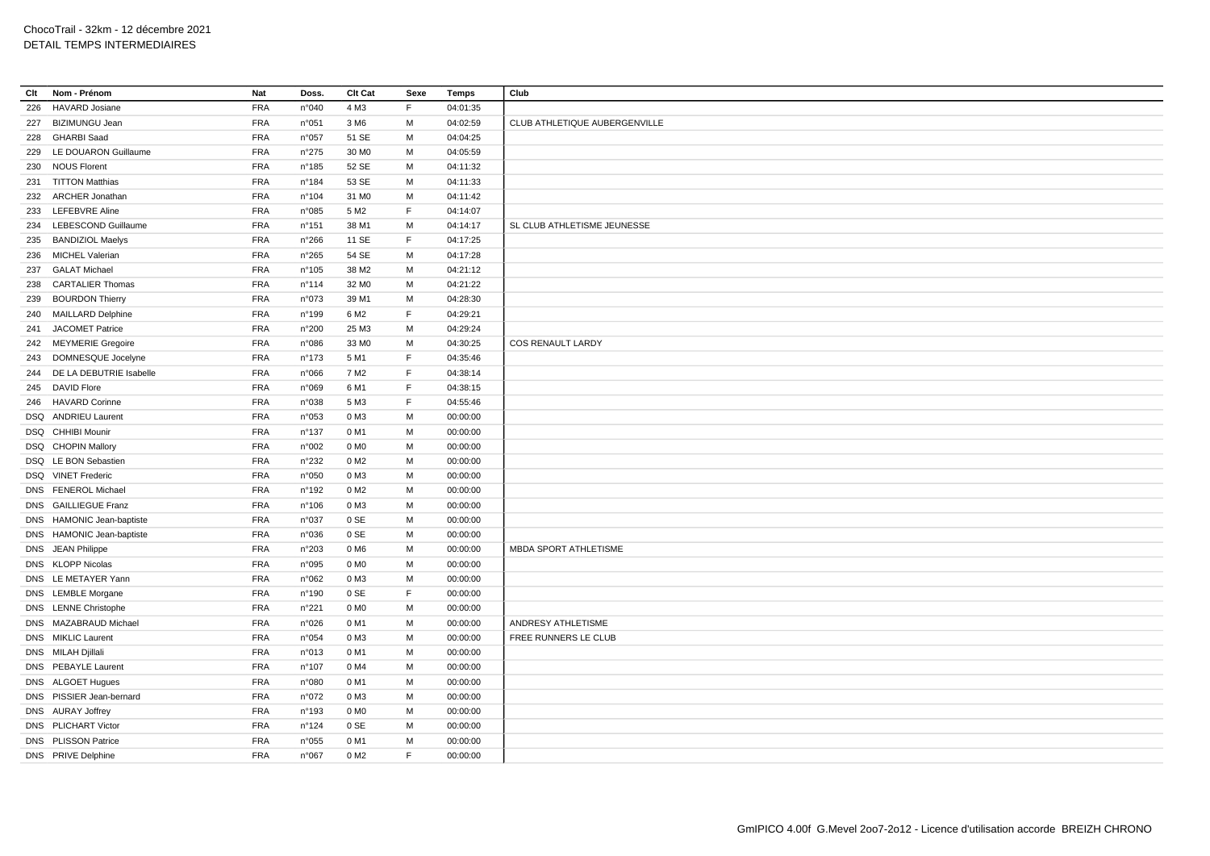ChocoTrail - 32km - 12 décembre 2021
DETAIL TEMPS INTERMEDIAIRES

| Clt | Nom - Prénom | Nat | Doss. | Clt Cat | Sexe | Temps | Club |
|---|---|---|---|---|---|---|---|
| 226 | HAVARD Josiane | FRA | n°040 | 4 M3 | F | 04:01:35 | |
| 227 | BIZIMUNGU Jean | FRA | n°051 | 3 M6 | M | 04:02:59 | CLUB ATHLETIQUE AUBERGENVILLE |
| 228 | GHARBI Saad | FRA | n°057 | 51 SE | M | 04:04:25 | |
| 229 | LE DOUARON Guillaume | FRA | n°275 | 30 M0 | M | 04:05:59 | |
| 230 | NOUS Florent | FRA | n°185 | 52 SE | M | 04:11:32 | |
| 231 | TITTON Matthias | FRA | n°184 | 53 SE | M | 04:11:33 | |
| 232 | ARCHER Jonathan | FRA | n°104 | 31 M0 | M | 04:11:42 | |
| 233 | LEFEBVRE Aline | FRA | n°085 | 5 M2 | F | 04:14:07 | |
| 234 | LEBESCOND Guillaume | FRA | n°151 | 38 M1 | M | 04:14:17 | SL CLUB ATHLETISME JEUNESSE |
| 235 | BANDIZIOL Maelys | FRA | n°266 | 11 SE | F | 04:17:25 | |
| 236 | MICHEL Valerian | FRA | n°265 | 54 SE | M | 04:17:28 | |
| 237 | GALAT Michael | FRA | n°105 | 38 M2 | M | 04:21:12 | |
| 238 | CARTALIER Thomas | FRA | n°114 | 32 M0 | M | 04:21:22 | |
| 239 | BOURDON Thierry | FRA | n°073 | 39 M1 | M | 04:28:30 | |
| 240 | MAILLARD Delphine | FRA | n°199 | 6 M2 | F | 04:29:21 | |
| 241 | JACOMET Patrice | FRA | n°200 | 25 M3 | M | 04:29:24 | |
| 242 | MEYMERIE Gregoire | FRA | n°086 | 33 M0 | M | 04:30:25 | COS RENAULT LARDY |
| 243 | DOMNESQUE Jocelyne | FRA | n°173 | 5 M1 | F | 04:35:46 | |
| 244 | DE LA DEBUTRIE Isabelle | FRA | n°066 | 7 M2 | F | 04:38:14 | |
| 245 | DAVID Flore | FRA | n°069 | 6 M1 | F | 04:38:15 | |
| 246 | HAVARD Corinne | FRA | n°038 | 5 M3 | F | 04:55:46 | |
| DSQ | ANDRIEU Laurent | FRA | n°053 | 0 M3 | M | 00:00:00 | |
| DSQ | CHHIBI Mounir | FRA | n°137 | 0 M1 | M | 00:00:00 | |
| DSQ | CHOPIN Mallory | FRA | n°002 | 0 M0 | M | 00:00:00 | |
| DSQ | LE BON Sebastien | FRA | n°232 | 0 M2 | M | 00:00:00 | |
| DSQ | VINET Frederic | FRA | n°050 | 0 M3 | M | 00:00:00 | |
| DNS | FENEROL Michael | FRA | n°192 | 0 M2 | M | 00:00:00 | |
| DNS | GAILLIEGUE Franz | FRA | n°106 | 0 M3 | M | 00:00:00 | |
| DNS | HAMONIC Jean-baptiste | FRA | n°037 | 0 SE | M | 00:00:00 | |
| DNS | HAMONIC Jean-baptiste | FRA | n°036 | 0 SE | M | 00:00:00 | |
| DNS | JEAN Philippe | FRA | n°203 | 0 M6 | M | 00:00:00 | MBDA SPORT ATHLETISME |
| DNS | KLOPP Nicolas | FRA | n°095 | 0 M0 | M | 00:00:00 | |
| DNS | LE METAYER Yann | FRA | n°062 | 0 M3 | M | 00:00:00 | |
| DNS | LEMBLE Morgane | FRA | n°190 | 0 SE | F | 00:00:00 | |
| DNS | LENNE Christophe | FRA | n°221 | 0 M0 | M | 00:00:00 | |
| DNS | MAZABRAUD Michael | FRA | n°026 | 0 M1 | M | 00:00:00 | ANDRESY ATHLETISME |
| DNS | MIKLIC Laurent | FRA | n°054 | 0 M3 | M | 00:00:00 | FREE RUNNERS LE CLUB |
| DNS | MILAH Djillali | FRA | n°013 | 0 M1 | M | 00:00:00 | |
| DNS | PEBAYLE Laurent | FRA | n°107 | 0 M4 | M | 00:00:00 | |
| DNS | ALGOET Hugues | FRA | n°080 | 0 M1 | M | 00:00:00 | |
| DNS | PISSIER Jean-bernard | FRA | n°072 | 0 M3 | M | 00:00:00 | |
| DNS | AURAY Joffrey | FRA | n°193 | 0 M0 | M | 00:00:00 | |
| DNS | PLICHART Victor | FRA | n°124 | 0 SE | M | 00:00:00 | |
| DNS | PLISSON Patrice | FRA | n°055 | 0 M1 | M | 00:00:00 | |
| DNS | PRIVE Delphine | FRA | n°067 | 0 M2 | F | 00:00:00 | |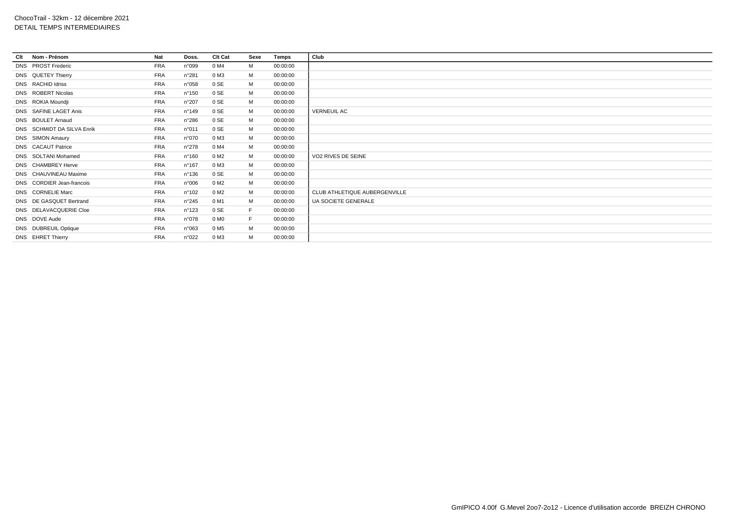ChocoTrail - 32km - 12 décembre 2021
DETAIL TEMPS INTERMEDIAIRES

| Clt | Nom - Prénom | Nat | Doss. | Clt Cat | Sexe | Temps | Club |
|---|---|---|---|---|---|---|---|
| DNS | PROST Frederic | FRA | n°099 | 0 M4 | M | 00:00:00 | |
| DNS | QUETEY Thierry | FRA | n°281 | 0 M3 | M | 00:00:00 | |
| DNS | RACHID Idriss | FRA | n°058 | 0 SE | M | 00:00:00 | |
| DNS | ROBERT Nicolas | FRA | n°150 | 0 SE | M | 00:00:00 | |
| DNS | ROKIA Moundji | FRA | n°207 | 0 SE | M | 00:00:00 | |
| DNS | SAFINE LAGET Anis | FRA | n°149 | 0 SE | M | 00:00:00 | VERNEUIL AC |
| DNS | BOULET Arnaud | FRA | n°286 | 0 SE | M | 00:00:00 | |
| DNS | SCHMIDT DA SILVA Enrik | FRA | n°011 | 0 SE | M | 00:00:00 | |
| DNS | SIMON Amaury | FRA | n°070 | 0 M3 | M | 00:00:00 | |
| DNS | CACAUT Patrice | FRA | n°278 | 0 M4 | M | 00:00:00 | |
| DNS | SOLTANI Mohamed | FRA | n°160 | 0 M2 | M | 00:00:00 | VO2 RIVES DE SEINE |
| DNS | CHAMBREY Herve | FRA | n°167 | 0 M3 | M | 00:00:00 | |
| DNS | CHAUVINEAU Maxime | FRA | n°136 | 0 SE | M | 00:00:00 | |
| DNS | CORDIER Jean-francois | FRA | n°006 | 0 M2 | M | 00:00:00 | |
| DNS | CORNELIE Marc | FRA | n°102 | 0 M2 | M | 00:00:00 | CLUB ATHLETIQUE AUBERGENVILLE |
| DNS | DE GASQUET Bertrand | FRA | n°245 | 0 M1 | M | 00:00:00 | UA SOCIETE GENERALE |
| DNS | DELAVACQUERIE Cloe | FRA | n°123 | 0 SE | F | 00:00:00 | |
| DNS | DOVE Aude | FRA | n°078 | 0 M0 | F | 00:00:00 | |
| DNS | DUBREUIL Optique | FRA | n°063 | 0 M5 | M | 00:00:00 | |
| DNS | EHRET Thierry | FRA | n°022 | 0 M3 | M | 00:00:00 | |

GmIPICO 4.00f G.Mevel 2oo7-2o12 - Licence d'utilisation accorde BREIZH CHRONO